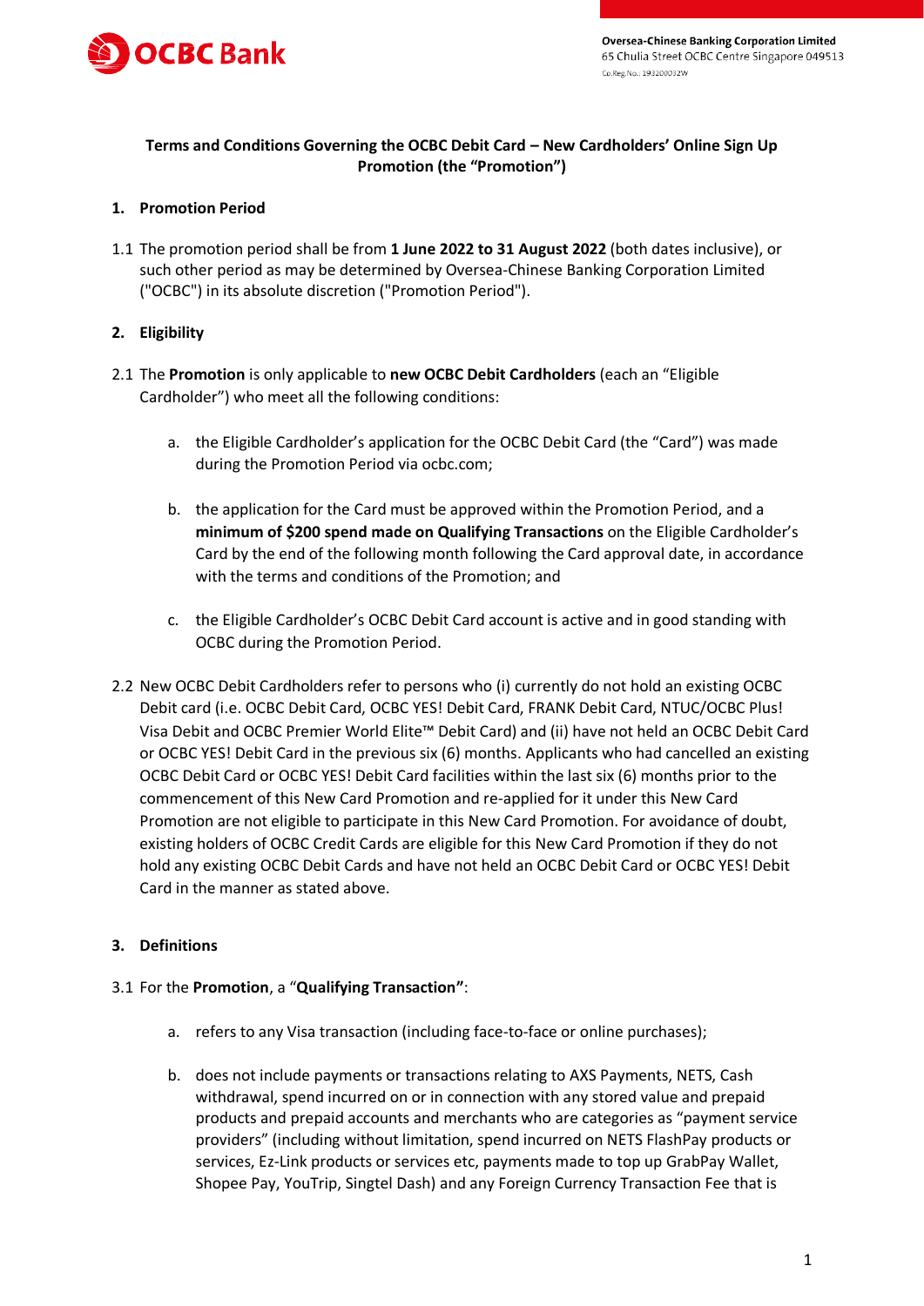Oversea-Chinese Banking Corporation Limited
65 Chulia Street OCBC Centre Singapore 049513
Co.Reg.No.: 193200032W

**Terms and Conditions Governing the OCBC Debit Card – New Cardholders' Online Sign Up Promotion (the "Promotion")**

## 1. Promotion Period

1.1 The promotion period shall be from **1 June 2022 to 31 August 2022** (both dates inclusive), or such other period as may be determined by Oversea-Chinese Banking Corporation Limited ("OCBC") in its absolute discretion ("Promotion Period").

## 2. Eligibility

2.1 The **Promotion** is only applicable to **new OCBC Debit Cardholders** (each an "Eligible Cardholder") who meet all the following conditions:

a. the Eligible Cardholder's application for the OCBC Debit Card (the "Card") was made during the Promotion Period via ocbc.com;

b. the application for the Card must be approved within the Promotion Period, and a **minimum of $200 spend made on Qualifying Transactions** on the Eligible Cardholder's Card by the end of the following month following the Card approval date, in accordance with the terms and conditions of the Promotion; and

c. the Eligible Cardholder's OCBC Debit Card account is active and in good standing with OCBC during the Promotion Period.

2.2 New OCBC Debit Cardholders refer to persons who (i) currently do not hold an existing OCBC Debit card (i.e. OCBC Debit Card, OCBC YES! Debit Card, FRANK Debit Card, NTUC/OCBC Plus! Visa Debit and OCBC Premier World Elite™ Debit Card) and (ii) have not held an OCBC Debit Card or OCBC YES! Debit Card in the previous six (6) months. Applicants who had cancelled an existing OCBC Debit Card or OCBC YES! Debit Card facilities within the last six (6) months prior to the commencement of this New Card Promotion and re-applied for it under this New Card Promotion are not eligible to participate in this New Card Promotion. For avoidance of doubt, existing holders of OCBC Credit Cards are eligible for this New Card Promotion if they do not hold any existing OCBC Debit Cards and have not held an OCBC Debit Card or OCBC YES! Debit Card in the manner as stated above.

## 3. Definitions

3.1 For the **Promotion**, a "**Qualifying Transaction"**:

a. refers to any Visa transaction (including face-to-face or online purchases);

b. does not include payments or transactions relating to AXS Payments, NETS, Cash withdrawal, spend incurred on or in connection with any stored value and prepaid products and prepaid accounts and merchants who are categories as "payment service providers" (including without limitation, spend incurred on NETS FlashPay products or services, Ez-Link products or services etc, payments made to top up GrabPay Wallet, Shopee Pay, YouTrip, Singtel Dash) and any Foreign Currency Transaction Fee that is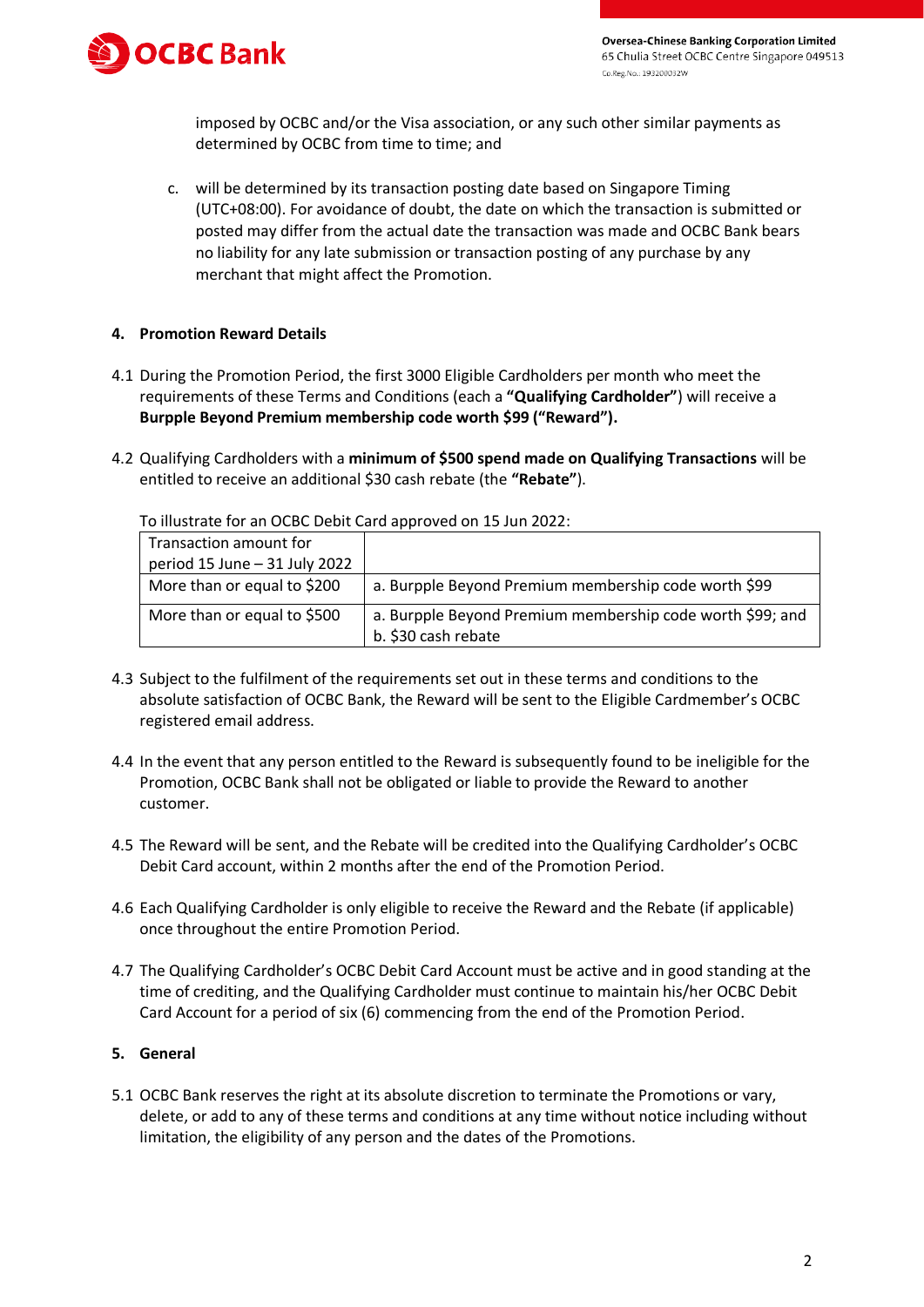imposed by OCBC and/or the Visa association, or any such other similar payments as determined by OCBC from time to time; and

c. will be determined by its transaction posting date based on Singapore Timing (UTC+08:00). For avoidance of doubt, the date on which the transaction is submitted or posted may differ from the actual date the transaction was made and OCBC Bank bears no liability for any late submission or transaction posting of any purchase by any merchant that might affect the Promotion.

## 4. Promotion Reward Details

4.1 During the Promotion Period, the first 3000 Eligible Cardholders per month who meet the requirements of these Terms and Conditions (each a **"Qualifying Cardholder"**) will receive a **Burpple Beyond Premium membership code worth $99 ("Reward").**

4.2 Qualifying Cardholders with a **minimum of $500 spend made on Qualifying Transactions** will be entitled to receive an additional $30 cash rebate (the **"Rebate"**).

To illustrate for an OCBC Debit Card approved on 15 Jun 2022:

| Transaction amount for period 15 June – 31 July 2022 | |
|---|---|
| More than or equal to $200 | a. Burpple Beyond Premium membership code worth $99 |
| More than or equal to $500 | a. Burpple Beyond Premium membership code worth $99; and<br>b. $30 cash rebate |

4.3 Subject to the fulfilment of the requirements set out in these terms and conditions to the absolute satisfaction of OCBC Bank, the Reward will be sent to the Eligible Cardmember's OCBC registered email address.

4.4 In the event that any person entitled to the Reward is subsequently found to be ineligible for the Promotion, OCBC Bank shall not be obligated or liable to provide the Reward to another customer.

4.5 The Reward will be sent, and the Rebate will be credited into the Qualifying Cardholder's OCBC Debit Card account, within 2 months after the end of the Promotion Period.

4.6 Each Qualifying Cardholder is only eligible to receive the Reward and the Rebate (if applicable) once throughout the entire Promotion Period.

4.7 The Qualifying Cardholder's OCBC Debit Card Account must be active and in good standing at the time of crediting, and the Qualifying Cardholder must continue to maintain his/her OCBC Debit Card Account for a period of six (6) commencing from the end of the Promotion Period.

## 5. General

5.1 OCBC Bank reserves the right at its absolute discretion to terminate the Promotions or vary, delete, or add to any of these terms and conditions at any time without notice including without limitation, the eligibility of any person and the dates of the Promotions.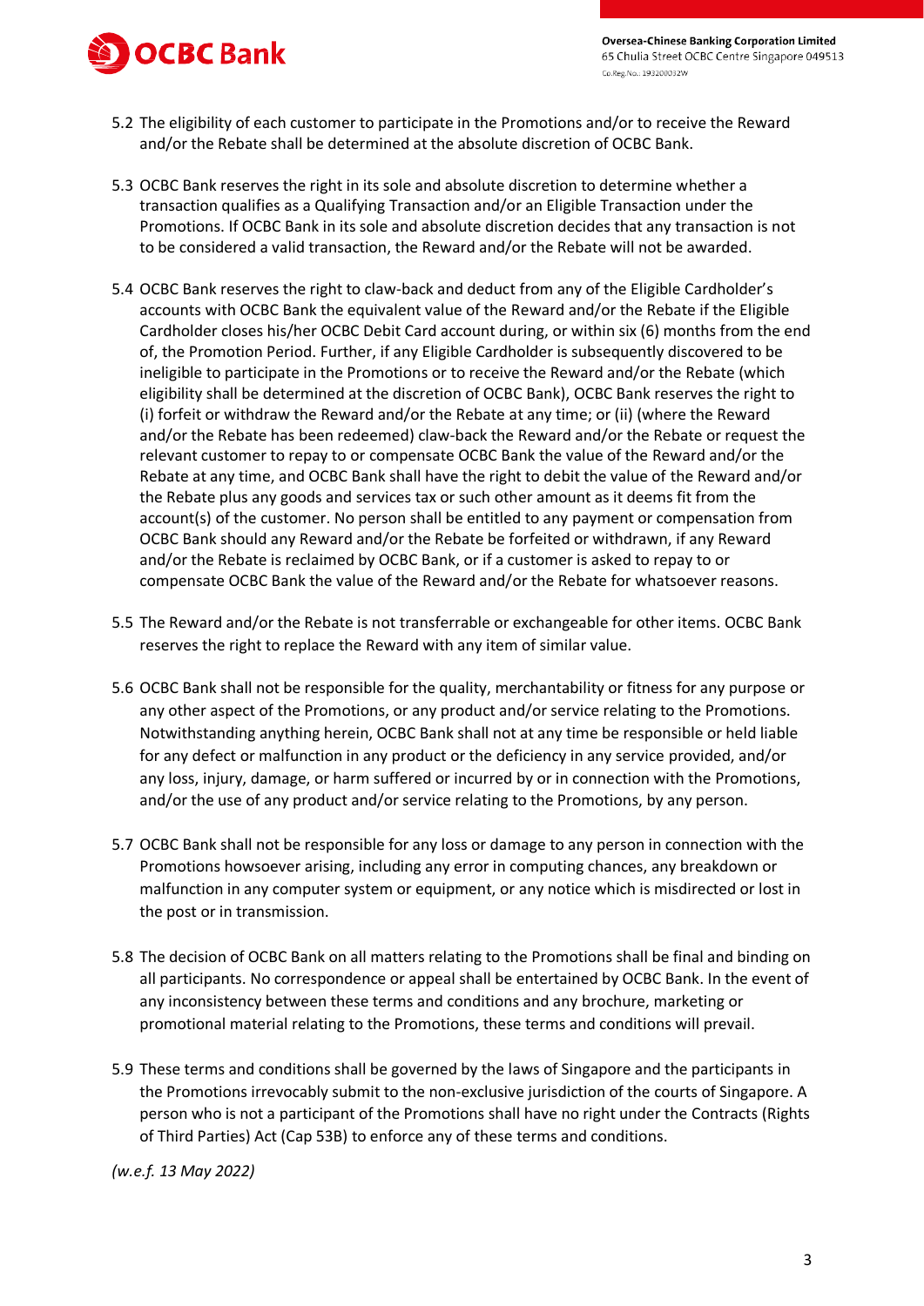5.2 The eligibility of each customer to participate in the Promotions and/or to receive the Reward and/or the Rebate shall be determined at the absolute discretion of OCBC Bank.

5.3 OCBC Bank reserves the right in its sole and absolute discretion to determine whether a transaction qualifies as a Qualifying Transaction and/or an Eligible Transaction under the Promotions. If OCBC Bank in its sole and absolute discretion decides that any transaction is not to be considered a valid transaction, the Reward and/or the Rebate will not be awarded.

5.4 OCBC Bank reserves the right to claw-back and deduct from any of the Eligible Cardholder's accounts with OCBC Bank the equivalent value of the Reward and/or the Rebate if the Eligible Cardholder closes his/her OCBC Debit Card account during, or within six (6) months from the end of, the Promotion Period. Further, if any Eligible Cardholder is subsequently discovered to be ineligible to participate in the Promotions or to receive the Reward and/or the Rebate (which eligibility shall be determined at the discretion of OCBC Bank), OCBC Bank reserves the right to (i) forfeit or withdraw the Reward and/or the Rebate at any time; or (ii) (where the Reward and/or the Rebate has been redeemed) claw-back the Reward and/or the Rebate or request the relevant customer to repay to or compensate OCBC Bank the value of the Reward and/or the Rebate at any time, and OCBC Bank shall have the right to debit the value of the Reward and/or the Rebate plus any goods and services tax or such other amount as it deems fit from the account(s) of the customer. No person shall be entitled to any payment or compensation from OCBC Bank should any Reward and/or the Rebate be forfeited or withdrawn, if any Reward and/or the Rebate is reclaimed by OCBC Bank, or if a customer is asked to repay to or compensate OCBC Bank the value of the Reward and/or the Rebate for whatsoever reasons.

5.5 The Reward and/or the Rebate is not transferrable or exchangeable for other items. OCBC Bank reserves the right to replace the Reward with any item of similar value.

5.6 OCBC Bank shall not be responsible for the quality, merchantability or fitness for any purpose or any other aspect of the Promotions, or any product and/or service relating to the Promotions. Notwithstanding anything herein, OCBC Bank shall not at any time be responsible or held liable for any defect or malfunction in any product or the deficiency in any service provided, and/or any loss, injury, damage, or harm suffered or incurred by or in connection with the Promotions, and/or the use of any product and/or service relating to the Promotions, by any person.

5.7 OCBC Bank shall not be responsible for any loss or damage to any person in connection with the Promotions howsoever arising, including any error in computing chances, any breakdown or malfunction in any computer system or equipment, or any notice which is misdirected or lost in the post or in transmission.

5.8 The decision of OCBC Bank on all matters relating to the Promotions shall be final and binding on all participants. No correspondence or appeal shall be entertained by OCBC Bank. In the event of any inconsistency between these terms and conditions and any brochure, marketing or promotional material relating to the Promotions, these terms and conditions will prevail.

5.9 These terms and conditions shall be governed by the laws of Singapore and the participants in the Promotions irrevocably submit to the non-exclusive jurisdiction of the courts of Singapore. A person who is not a participant of the Promotions shall have no right under the Contracts (Rights of Third Parties) Act (Cap 53B) to enforce any of these terms and conditions.

*(w.e.f. 13 May 2022)*